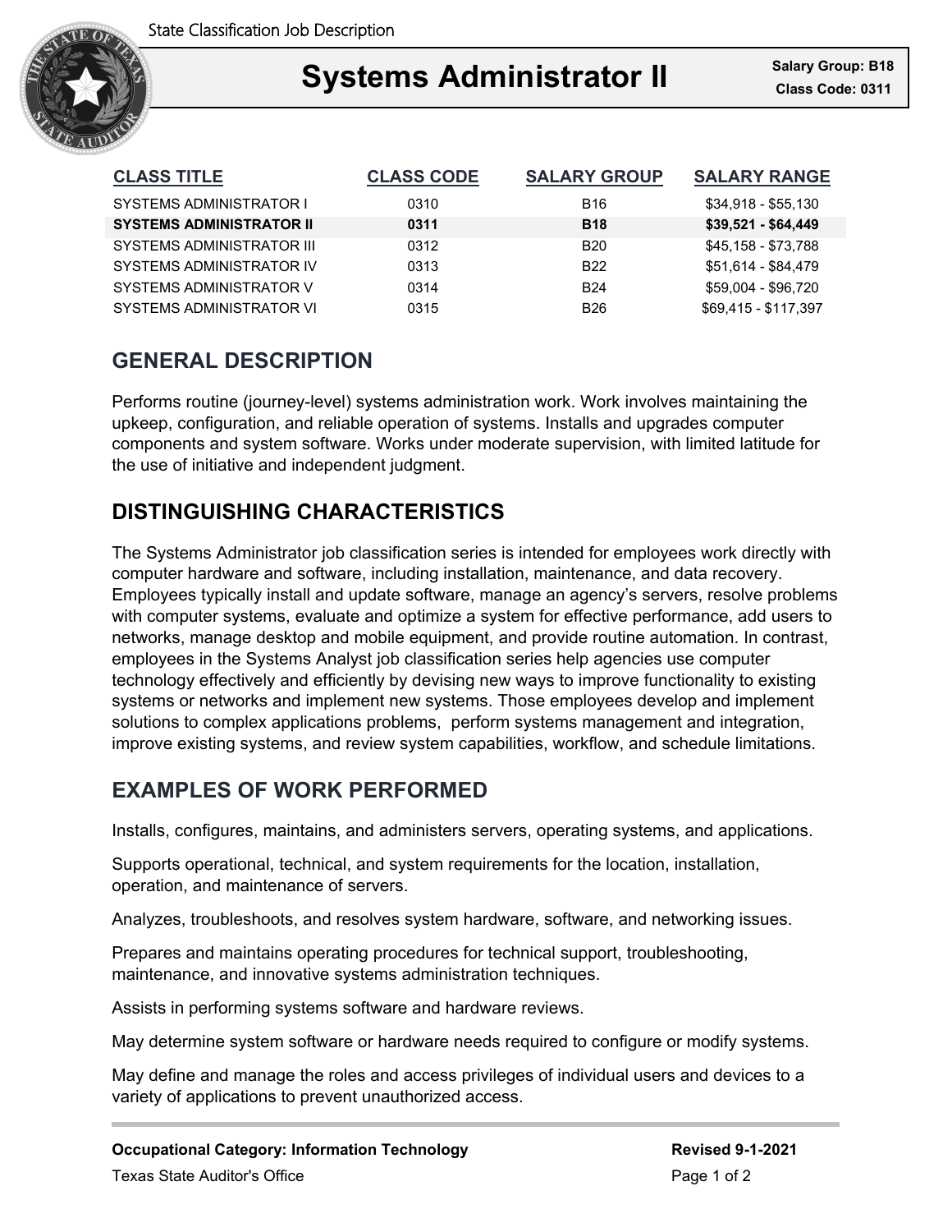# Systems Administrator II

**Salary Group: B18**
**Class Code: 0311**

| CLASS TITLE | CLASS CODE | SALARY GROUP | SALARY RANGE |
|---|---|---|---|
| SYSTEMS ADMINISTRATOR I | 0310 | B16 | $34,918 - $55,130 |
| **SYSTEMS ADMINISTRATOR II** | **0311** | **B18** | **$39,521 - $64,449** |
| SYSTEMS ADMINISTRATOR III | 0312 | B20 | $45,158 - $73,788 |
| SYSTEMS ADMINISTRATOR IV | 0313 | B22 | $51,614 - $84,479 |
| SYSTEMS ADMINISTRATOR V | 0314 | B24 | $59,004 - $96,720 |
| SYSTEMS ADMINISTRATOR VI | 0315 | B26 | $69,415 - $117,397 |

## GENERAL DESCRIPTION

Performs routine (journey-level) systems administration work. Work involves maintaining the upkeep, configuration, and reliable operation of systems. Installs and upgrades computer components and system software. Works under moderate supervision, with limited latitude for the use of initiative and independent judgment.

## DISTINGUISHING CHARACTERISTICS

The Systems Administrator job classification series is intended for employees work directly with computer hardware and software, including installation, maintenance, and data recovery. Employees typically install and update software, manage an agency's servers, resolve problems with computer systems, evaluate and optimize a system for effective performance, add users to networks, manage desktop and mobile equipment, and provide routine automation. In contrast, employees in the Systems Analyst job classification series help agencies use computer technology effectively and efficiently by devising new ways to improve functionality to existing systems or networks and implement new systems. Those employees develop and implement solutions to complex applications problems, perform systems management and integration, improve existing systems, and review system capabilities, workflow, and schedule limitations.

## EXAMPLES OF WORK PERFORMED

Installs, configures, maintains, and administers servers, operating systems, and applications.

Supports operational, technical, and system requirements for the location, installation, operation, and maintenance of servers.

Analyzes, troubleshoots, and resolves system hardware, software, and networking issues.

Prepares and maintains operating procedures for technical support, troubleshooting, maintenance, and innovative systems administration techniques.

Assists in performing systems software and hardware reviews.

May determine system software or hardware needs required to configure or modify systems.

May define and manage the roles and access privileges of individual users and devices to a variety of applications to prevent unauthorized access.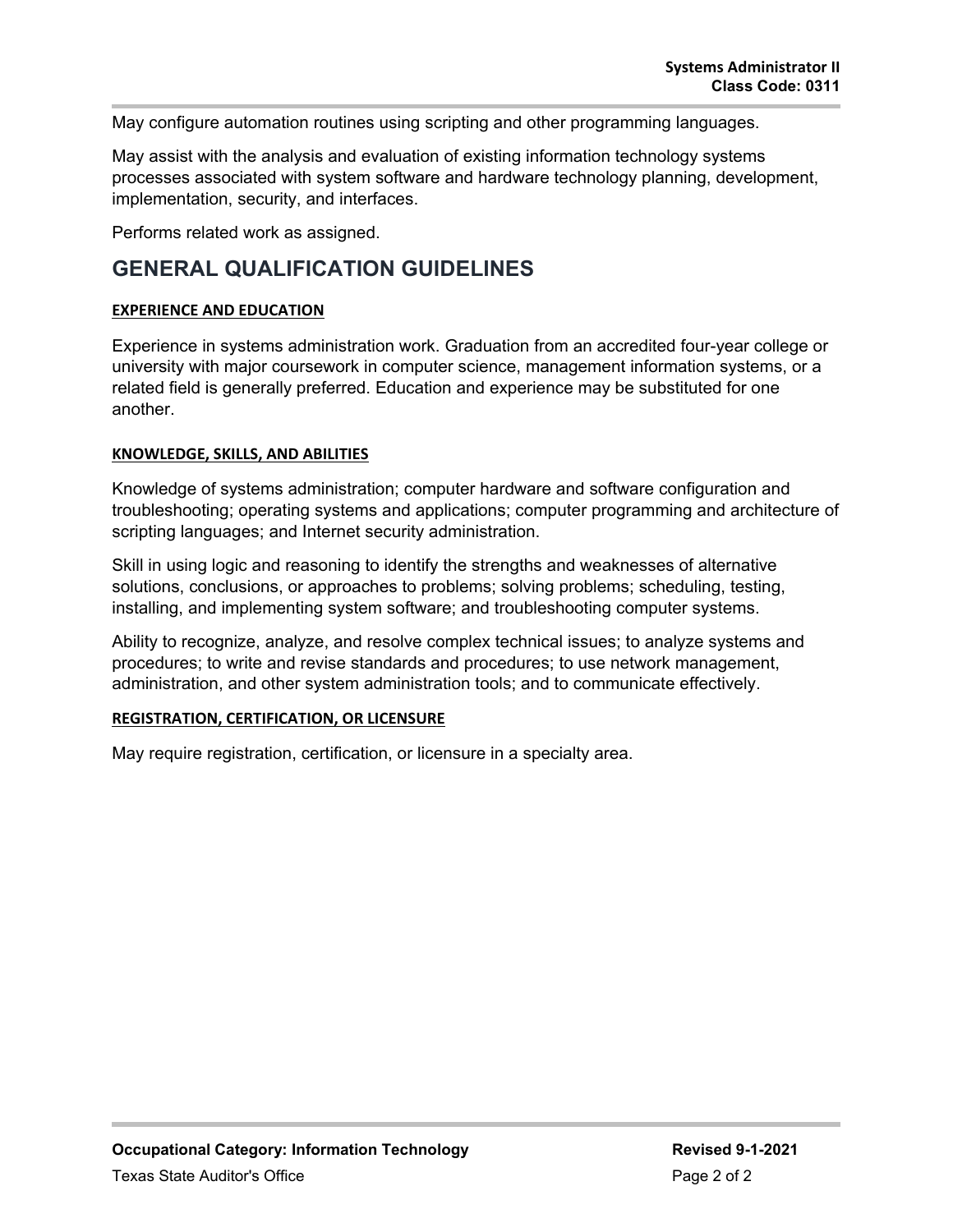May configure automation routines using scripting and other programming languages.

May assist with the analysis and evaluation of existing information technology systems processes associated with system software and hardware technology planning, development, implementation, security, and interfaces.

Performs related work as assigned.

## GENERAL QUALIFICATION GUIDELINES

### EXPERIENCE AND EDUCATION

Experience in systems administration work. Graduation from an accredited four-year college or university with major coursework in computer science, management information systems, or a related field is generally preferred. Education and experience may be substituted for one another.

### KNOWLEDGE, SKILLS, AND ABILITIES

Knowledge of systems administration; computer hardware and software configuration and troubleshooting; operating systems and applications; computer programming and architecture of scripting languages; and Internet security administration.

Skill in using logic and reasoning to identify the strengths and weaknesses of alternative solutions, conclusions, or approaches to problems; solving problems; scheduling, testing, installing, and implementing system software; and troubleshooting computer systems.

Ability to recognize, analyze, and resolve complex technical issues; to analyze systems and procedures; to write and revise standards and procedures; to use network management, administration, and other system administration tools; and to communicate effectively.

### REGISTRATION, CERTIFICATION, OR LICENSURE

May require registration, certification, or licensure in a specialty area.